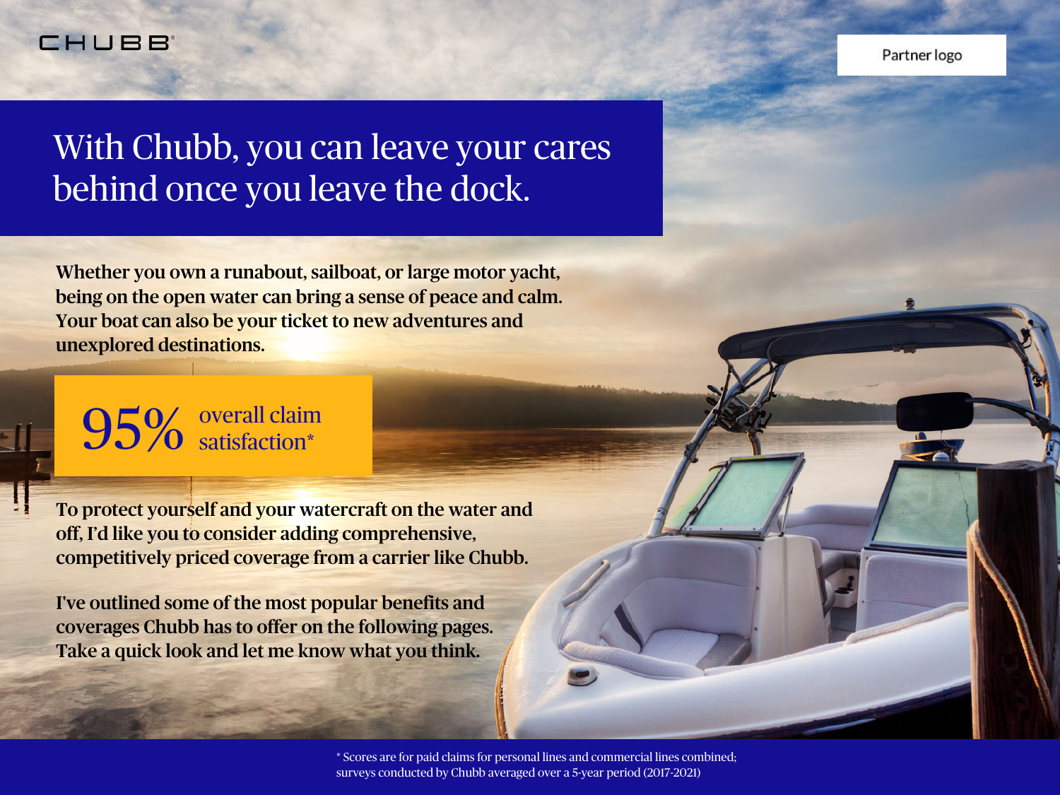CHUBB

Partner logo

# With Chubb, you can leave your cares behind once you leave the dock.

**Whether you own a runabout, sailboat, or large motor yacht, being on the open water can bring a sense of peace and calm. Your boat can also be your ticket to new adventures and unexplored destinations.**

95% overall claim satisfaction*

**To protect yourself and your watercraft on the water and off, I'd like you to consider adding comprehensive, competitively priced coverage from a carrier like Chubb.**

**I've outlined some of the most popular benefits and coverages Chubb has to offer on the following pages. Take a quick look and let me know what you think.**

* Scores are for paid claims for personal lines and commercial lines combined; surveys conducted by Chubb averaged over a 5-year period (2017-2021)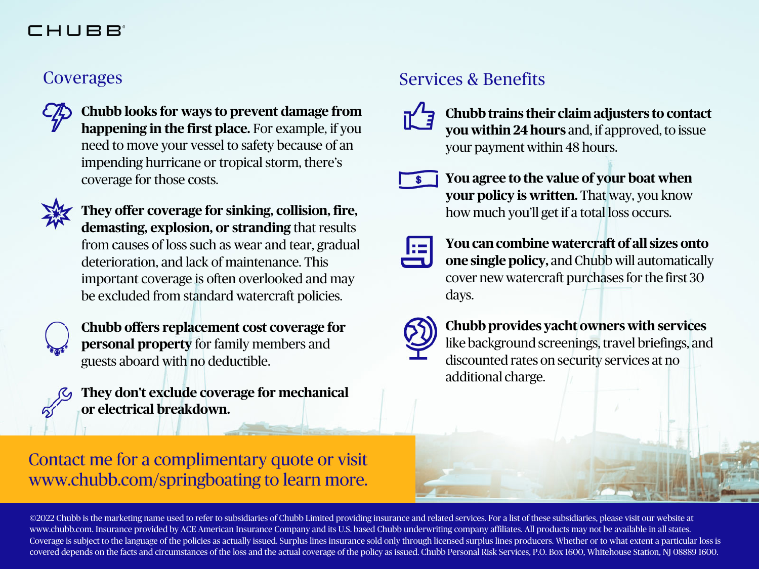## Coverages

**Chubb looks for ways to prevent damage from happening in the first place.** For example, if you need to move your vessel to safety because of an impending hurricane or tropical storm, there's coverage for those costs.

**They offer coverage for sinking, collision, fire, demasting, explosion, or stranding** that results from causes of loss such as wear and tear, gradual deterioration, and lack of maintenance. This important coverage is often overlooked and may be excluded from standard watercraft policies.

**Chubb offers replacement cost coverage for personal property** for family members and guests aboard with no deductible.

**They don't exclude coverage for mechanical or electrical breakdown.**

## Services & Benefits

**Chubb trains their claim adjusters to contact you within 24 hours** and, if approved, to issue your payment within 48 hours.

**You agree to the value of your boat when your policy is written.** That way, you know how much you'll get if a total loss occurs.

**You can combine watercraft of all sizes onto one single policy,** and Chubb will automatically cover new watercraft purchases for the first 30 days.

**Chubb provides yacht owners with services** like background screenings, travel briefings, and discounted rates on security services at no additional charge.

Contact me for a complimentary quote or visit www.chubb.com/springboating to learn more.

©2022 Chubb is the marketing name used to refer to subsidiaries of Chubb Limited providing insurance and related services. For a list of these subsidiaries, please visit our website at www.chubb.com. Insurance provided by ACE American Insurance Company and its U.S. based Chubb underwriting company affiliates. All products may not be available in all states. Coverage is subject to the language of the policies as actually issued. Surplus lines insurance sold only through licensed surplus lines producers. Whether or to what extent a particular loss is covered depends on the facts and circumstances of the loss and the actual coverage of the policy as issued. Chubb Personal Risk Services, P.O. Box 1600, Whitehouse Station, NJ 08889 1600.